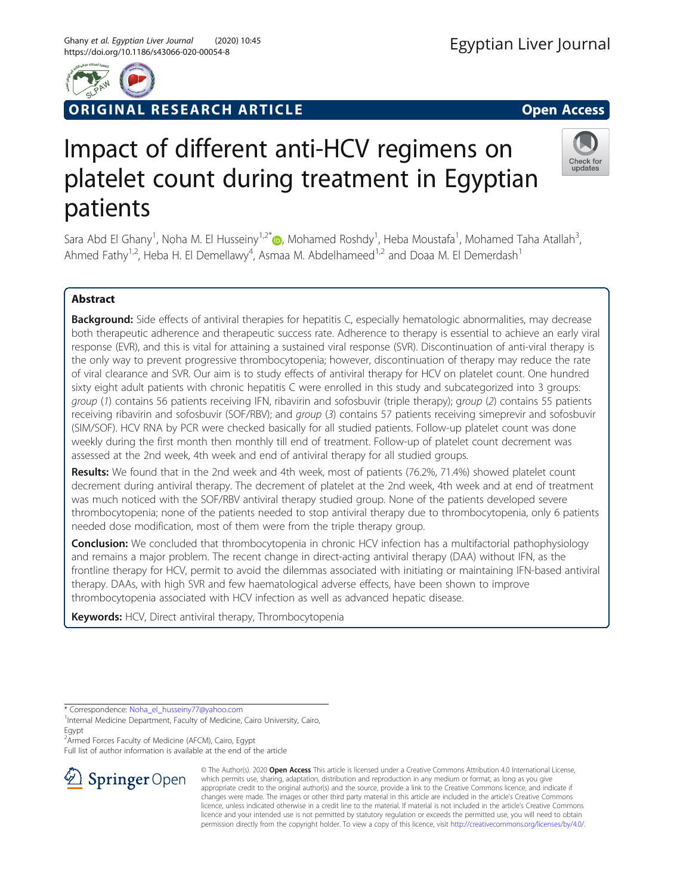ORIGINAL RESEARCH ARTICLE

Open Access

# Impact of different anti-HCV regimens on platelet count during treatment in Egyptian patients

Sara Abd El Ghany[1], Noha M. El Husseiny[1,2*], Mohamed Roshdy[1], Heba Moustafa[1], Mohamed Taha Atallah[3], Ahmed Fathy[1,2], Heba H. El Demellawy[4], Asmaa M. Abdelhameed[1,2] and Doaa M. El Demerdash[1]

## Abstract

**Background:** Side effects of antiviral therapies for hepatitis C, especially hematologic abnormalities, may decrease both therapeutic adherence and therapeutic success rate. Adherence to therapy is essential to achieve an early viral response (EVR), and this is vital for attaining a sustained viral response (SVR). Discontinuation of anti-viral therapy is the only way to prevent progressive thrombocytopenia; however, discontinuation of therapy may reduce the rate of viral clearance and SVR. Our aim is to study effects of antiviral therapy for HCV on platelet count. One hundred sixty eight adult patients with chronic hepatitis C were enrolled in this study and subcategorized into 3 groups: *group (1)* contains 56 patients receiving IFN, ribavirin and sofosbuvir (triple therapy); *group (2)* contains 55 patients receiving ribavirin and sofosbuvir (SOF/RBV); and *group (3)* contains 57 patients receiving simeprevir and sofosbuvir (SIM/SOF). HCV RNA by PCR were checked basically for all studied patients. Follow-up platelet count was done weekly during the first month then monthly till end of treatment. Follow-up of platelet count decrement was assessed at the 2nd week, 4th week and end of antiviral therapy for all studied groups.

**Results:** We found that in the 2nd week and 4th week, most of patients (76.2%, 71.4%) showed platelet count decrement during antiviral therapy. The decrement of platelet at the 2nd week, 4th week and at end of treatment was much noticed with the SOF/RBV antiviral therapy studied group. None of the patients developed severe thrombocytopenia; none of the patients needed to stop antiviral therapy due to thrombocytopenia, only 6 patients needed dose modification, most of them were from the triple therapy group.

**Conclusion:** We concluded that thrombocytopenia in chronic HCV infection has a multifactorial pathophysiology and remains a major problem. The recent change in direct-acting antiviral therapy (DAA) without IFN, as the frontline therapy for HCV, permit to avoid the dilemmas associated with initiating or maintaining IFN-based antiviral therapy. DAAs, with high SVR and few haematological adverse effects, have been shown to improve thrombocytopenia associated with HCV infection as well as advanced hepatic disease.

**Keywords:** HCV, Direct antiviral therapy, Thrombocytopenia

\* Correspondence: Noha_el_husseiny77@yahoo.com

[1]Internal Medicine Department, Faculty of Medicine, Cairo University, Cairo, Egypt

[2]Armed Forces Faculty of Medicine (AFCM), Cairo, Egypt

Full list of author information is available at the end of the article

© The Author(s). 2020 **Open Access** This article is licensed under a Creative Commons Attribution 4.0 International License, which permits use, sharing, adaptation, distribution and reproduction in any medium or format, as long as you give appropriate credit to the original author(s) and the source, provide a link to the Creative Commons licence, and indicate if changes were made. The images or other third party material in this article are included in the article's Creative Commons licence, unless indicated otherwise in a credit line to the material. If material is not included in the article's Creative Commons licence and your intended use is not permitted by statutory regulation or exceeds the permitted use, you will need to obtain permission directly from the copyright holder. To view a copy of this licence, visit http://creativecommons.org/licenses/by/4.0/.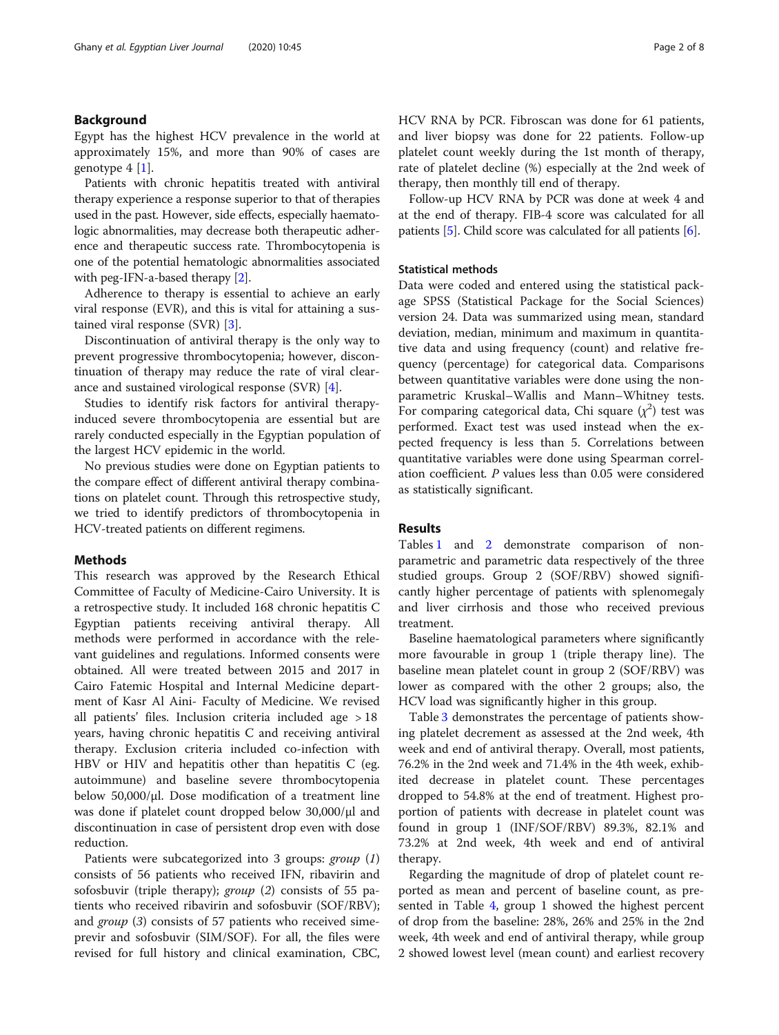## Background

Egypt has the highest HCV prevalence in the world at approximately 15%, and more than 90% of cases are genotype 4 [1].

Patients with chronic hepatitis treated with antiviral therapy experience a response superior to that of therapies used in the past. However, side effects, especially haematologic abnormalities, may decrease both therapeutic adherence and therapeutic success rate. Thrombocytopenia is one of the potential hematologic abnormalities associated with peg-IFN-a-based therapy [2].

Adherence to therapy is essential to achieve an early viral response (EVR), and this is vital for attaining a sustained viral response (SVR) [3].

Discontinuation of antiviral therapy is the only way to prevent progressive thrombocytopenia; however, discontinuation of therapy may reduce the rate of viral clearance and sustained virological response (SVR) [4].

Studies to identify risk factors for antiviral therapy-induced severe thrombocytopenia are essential but are rarely conducted especially in the Egyptian population of the largest HCV epidemic in the world.

No previous studies were done on Egyptian patients to the compare effect of different antiviral therapy combinations on platelet count. Through this retrospective study, we tried to identify predictors of thrombocytopenia in HCV-treated patients on different regimens.

## Methods

This research was approved by the Research Ethical Committee of Faculty of Medicine-Cairo University. It is a retrospective study. It included 168 chronic hepatitis C Egyptian patients receiving antiviral therapy. All methods were performed in accordance with the relevant guidelines and regulations. Informed consents were obtained. All were treated between 2015 and 2017 in Cairo Fatemic Hospital and Internal Medicine department of Kasr Al Aini- Faculty of Medicine. We revised all patients' files. Inclusion criteria included age > 18 years, having chronic hepatitis C and receiving antiviral therapy. Exclusion criteria included co-infection with HBV or HIV and hepatitis other than hepatitis C (eg. autoimmune) and baseline severe thrombocytopenia below 50,000/μl. Dose modification of a treatment line was done if platelet count dropped below 30,000/μl and discontinuation in case of persistent drop even with dose reduction.

Patients were subcategorized into 3 groups: *group* (*1*) consists of 56 patients who received IFN, ribavirin and sofosbuvir (triple therapy); *group* (*2*) consists of 55 patients who received ribavirin and sofosbuvir (SOF/RBV); and *group* (*3*) consists of 57 patients who received simeprevir and sofosbuvir (SIM/SOF). For all, the files were revised for full history and clinical examination, CBC, HCV RNA by PCR. Fibroscan was done for 61 patients, and liver biopsy was done for 22 patients. Follow-up platelet count weekly during the 1st month of therapy, rate of platelet decline (%) especially at the 2nd week of therapy, then monthly till end of therapy.

Follow-up HCV RNA by PCR was done at week 4 and at the end of therapy. FIB-4 score was calculated for all patients [5]. Child score was calculated for all patients [6].

### Statistical methods

Data were coded and entered using the statistical package SPSS (Statistical Package for the Social Sciences) version 24. Data was summarized using mean, standard deviation, median, minimum and maximum in quantitative data and using frequency (count) and relative frequency (percentage) for categorical data. Comparisons between quantitative variables were done using the non-parametric Kruskal–Wallis and Mann–Whitney tests. For comparing categorical data, Chi square ($\chi^2$) test was performed. Exact test was used instead when the expected frequency is less than 5. Correlations between quantitative variables were done using Spearman correlation coefficient. *P* values less than 0.05 were considered as statistically significant.

## Results

Tables 1 and 2 demonstrate comparison of non-parametric and parametric data respectively of the three studied groups. Group 2 (SOF/RBV) showed significantly higher percentage of patients with splenomegaly and liver cirrhosis and those who received previous treatment.

Baseline haematological parameters where significantly more favourable in group 1 (triple therapy line). The baseline mean platelet count in group 2 (SOF/RBV) was lower as compared with the other 2 groups; also, the HCV load was significantly higher in this group.

Table 3 demonstrates the percentage of patients showing platelet decrement as assessed at the 2nd week, 4th week and end of antiviral therapy. Overall, most patients, 76.2% in the 2nd week and 71.4% in the 4th week, exhibited decrease in platelet count. These percentages dropped to 54.8% at the end of treatment. Highest proportion of patients with decrease in platelet count was found in group 1 (INF/SOF/RBV) 89.3%, 82.1% and 73.2% at 2nd week, 4th week and end of antiviral therapy.

Regarding the magnitude of drop of platelet count reported as mean and percent of baseline count, as presented in Table 4, group 1 showed the highest percent of drop from the baseline: 28%, 26% and 25% in the 2nd week, 4th week and end of antiviral therapy, while group 2 showed lowest level (mean count) and earliest recovery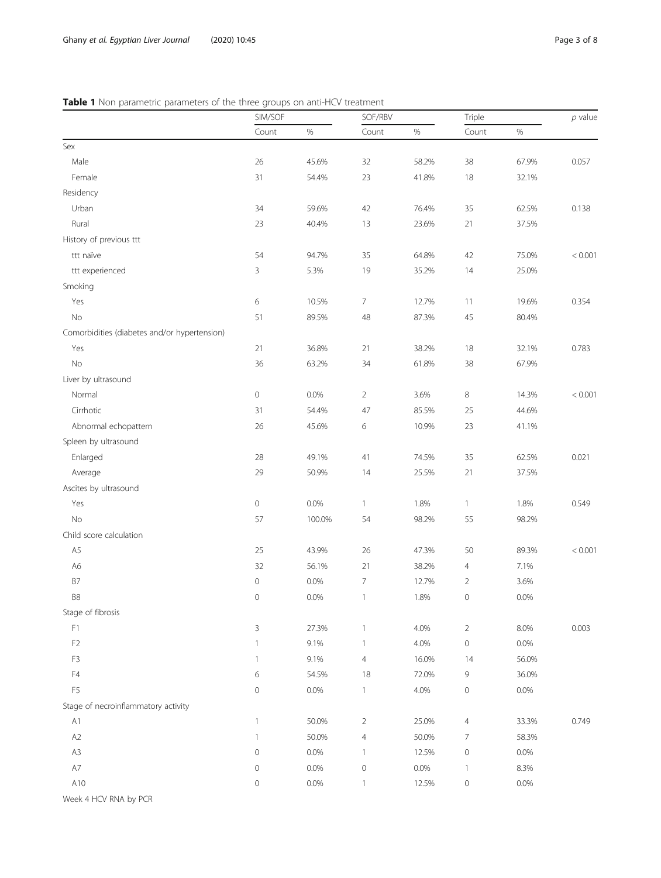**Table 1** Non parametric parameters of the three groups on anti-HCV treatment

| | SIM/SOF | | SOF/RBV | | Triple | | *p* value |
|---|---|---|---|---|---|---|---|
| | Count | % | Count | % | Count | % | |
| Sex | | | | | | | |
| Male | 26 | 45.6% | 32 | 58.2% | 38 | 67.9% | 0.057 |
| Female | 31 | 54.4% | 23 | 41.8% | 18 | 32.1% | |
| Residency | | | | | | | |
| Urban | 34 | 59.6% | 42 | 76.4% | 35 | 62.5% | 0.138 |
| Rural | 23 | 40.4% | 13 | 23.6% | 21 | 37.5% | |
| History of previous ttt | | | | | | | |
| ttt naïve | 54 | 94.7% | 35 | 64.8% | 42 | 75.0% | < 0.001 |
| ttt experienced | 3 | 5.3% | 19 | 35.2% | 14 | 25.0% | |
| Smoking | | | | | | | |
| Yes | 6 | 10.5% | 7 | 12.7% | 11 | 19.6% | 0.354 |
| No | 51 | 89.5% | 48 | 87.3% | 45 | 80.4% | |
| Comorbidities (diabetes and/or hypertension) | | | | | | | |
| Yes | 21 | 36.8% | 21 | 38.2% | 18 | 32.1% | 0.783 |
| No | 36 | 63.2% | 34 | 61.8% | 38 | 67.9% | |
| Liver by ultrasound | | | | | | | |
| Normal | 0 | 0.0% | 2 | 3.6% | 8 | 14.3% | < 0.001 |
| Cirrhotic | 31 | 54.4% | 47 | 85.5% | 25 | 44.6% | |
| Abnormal echopattern | 26 | 45.6% | 6 | 10.9% | 23 | 41.1% | |
| Spleen by ultrasound | | | | | | | |
| Enlarged | 28 | 49.1% | 41 | 74.5% | 35 | 62.5% | 0.021 |
| Average | 29 | 50.9% | 14 | 25.5% | 21 | 37.5% | |
| Ascites by ultrasound | | | | | | | |
| Yes | 0 | 0.0% | 1 | 1.8% | 1 | 1.8% | 0.549 |
| No | 57 | 100.0% | 54 | 98.2% | 55 | 98.2% | |
| Child score calculation | | | | | | | |
| A5 | 25 | 43.9% | 26 | 47.3% | 50 | 89.3% | < 0.001 |
| A6 | 32 | 56.1% | 21 | 38.2% | 4 | 7.1% | |
| B7 | 0 | 0.0% | 7 | 12.7% | 2 | 3.6% | |
| B8 | 0 | 0.0% | 1 | 1.8% | 0 | 0.0% | |
| Stage of fibrosis | | | | | | | |
| F1 | 3 | 27.3% | 1 | 4.0% | 2 | 8.0% | 0.003 |
| F2 | 1 | 9.1% | 1 | 4.0% | 0 | 0.0% | |
| F3 | 1 | 9.1% | 4 | 16.0% | 14 | 56.0% | |
| F4 | 6 | 54.5% | 18 | 72.0% | 9 | 36.0% | |
| F5 | 0 | 0.0% | 1 | 4.0% | 0 | 0.0% | |
| Stage of necroinflammatory activity | | | | | | | |
| A1 | 1 | 50.0% | 2 | 25.0% | 4 | 33.3% | 0.749 |
| A2 | 1 | 50.0% | 4 | 50.0% | 7 | 58.3% | |
| A3 | 0 | 0.0% | 1 | 12.5% | 0 | 0.0% | |
| A7 | 0 | 0.0% | 0 | 0.0% | 1 | 8.3% | |
| A10 | 0 | 0.0% | 1 | 12.5% | 0 | 0.0% | |
| Week 4 HCV RNA by PCR | | | | | | | |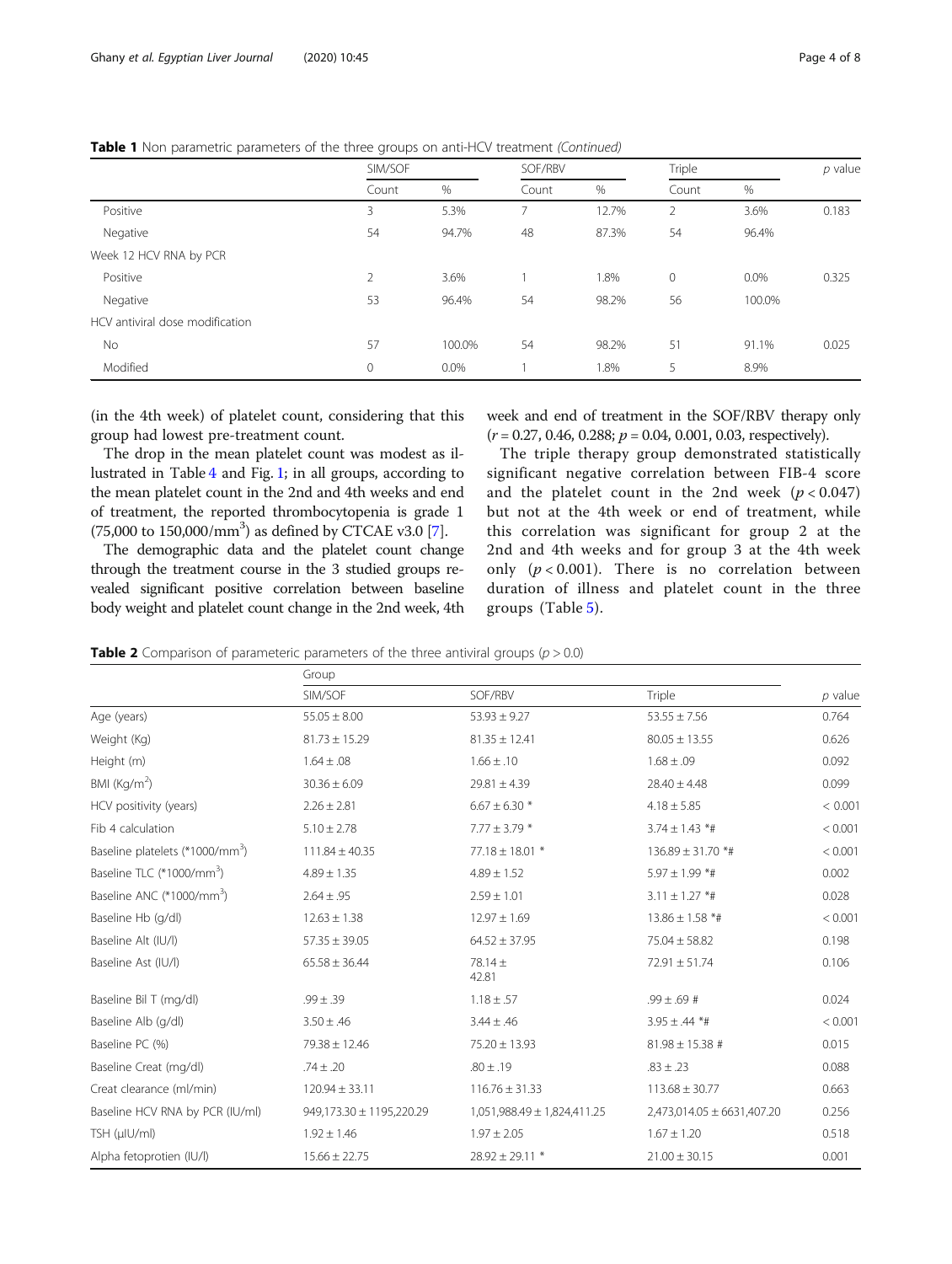**Table 1** Non parametric parameters of the three groups on anti-HCV treatment *(Continued)*

| | SIM/SOF | | SOF/RBV | | Triple | | *p* value |
|---|---|---|---|---|---|---|---|
| | Count | % | Count | % | Count | % | |
| Positive | 3 | 5.3% | 7 | 12.7% | 2 | 3.6% | 0.183 |
| Negative | 54 | 94.7% | 48 | 87.3% | 54 | 96.4% | |
| Week 12 HCV RNA by PCR | | | | | | | |
| Positive | 2 | 3.6% | 1 | 1.8% | 0 | 0.0% | 0.325 |
| Negative | 53 | 96.4% | 54 | 98.2% | 56 | 100.0% | |
| HCV antiviral dose modification | | | | | | | |
| No | 57 | 100.0% | 54 | 98.2% | 51 | 91.1% | 0.025 |
| Modified | 0 | 0.0% | 1 | 1.8% | 5 | 8.9% | |

(in the 4th week) of platelet count, considering that this group had lowest pre-treatment count.

The drop in the mean platelet count was modest as illustrated in Table 4 and Fig. 1; in all groups, according to the mean platelet count in the 2nd and 4th weeks and end of treatment, the reported thrombocytopenia is grade 1 (75,000 to 150,000/mm$^3$) as defined by CTCAE v3.0 [7].

The demographic data and the platelet count change through the treatment course in the 3 studied groups revealed significant positive correlation between baseline body weight and platelet count change in the 2nd week, 4th week and end of treatment in the SOF/RBV therapy only ($r = 0.27, 0.46, 0.288$; $p = 0.04, 0.001, 0.03$, respectively).

The triple therapy group demonstrated statistically significant negative correlation between FIB-4 score and the platelet count in the 2nd week ($p < 0.047$) but not at the 4th week or end of treatment, while this correlation was significant for group 2 at the 2nd and 4th weeks and for group 3 at the 4th week only ($p < 0.001$). There is no correlation between duration of illness and platelet count in the three groups (Table 5).

**Table 2** Comparison of parameteric parameters of the three antiviral groups ($p > 0.0$)

| | Group | | | |
|---|---|---|---|---|
| | SIM/SOF | SOF/RBV | Triple | *p* value |
| Age (years) | 55.05 ± 8.00 | 53.93 ± 9.27 | 53.55 ± 7.56 | 0.764 |
| Weight (Kg) | 81.73 ± 15.29 | 81.35 ± 12.41 | 80.05 ± 13.55 | 0.626 |
| Height (m) | 1.64 ± .08 | 1.66 ± .10 | 1.68 ± .09 | 0.092 |
| BMI (Kg/m$^2$) | 30.36 ± 6.09 | 29.81 ± 4.39 | 28.40 ± 4.48 | 0.099 |
| HCV positivity (years) | 2.26 ± 2.81 | 6.67 ± 6.30 * | 4.18 ± 5.85 | < 0.001 |
| Fib 4 calculation | 5.10 ± 2.78 | 7.77 ± 3.79 * | 3.74 ± 1.43 *# | < 0.001 |
| Baseline platelets (*1000/mm$^3$) | 111.84 ± 40.35 | 77.18 ± 18.01 * | 136.89 ± 31.70 *# | < 0.001 |
| Baseline TLC (*1000/mm$^3$) | 4.89 ± 1.35 | 4.89 ± 1.52 | 5.97 ± 1.99 *# | 0.002 |
| Baseline ANC (*1000/mm$^3$) | 2.64 ± .95 | 2.59 ± 1.01 | 3.11 ± 1.27 *# | 0.028 |
| Baseline Hb (g/dl) | 12.63 ± 1.38 | 12.97 ± 1.69 | 13.86 ± 1.58 *# | < 0.001 |
| Baseline Alt (IU/l) | 57.35 ± 39.05 | 64.52 ± 37.95 | 75.04 ± 58.82 | 0.198 |
| Baseline Ast (IU/l) | 65.58 ± 36.44 | 78.14 ± 42.81 | 72.91 ± 51.74 | 0.106 |
| Baseline Bil T (mg/dl) | .99 ± .39 | 1.18 ± .57 | .99 ± .69 # | 0.024 |
| Baseline Alb (g/dl) | 3.50 ± .46 | 3.44 ± .46 | 3.95 ± .44 *# | < 0.001 |
| Baseline PC (%) | 79.38 ± 12.46 | 75.20 ± 13.93 | 81.98 ± 15.38 # | 0.015 |
| Baseline Creat (mg/dl) | .74 ± .20 | .80 ± .19 | .83 ± .23 | 0.088 |
| Creat clearance (ml/min) | 120.94 ± 33.11 | 116.76 ± 31.33 | 113.68 ± 30.77 | 0.663 |
| Baseline HCV RNA by PCR (IU/ml) | 949,173.30 ± 1195,220.29 | 1,051,988.49 ± 1,824,411.25 | 2,473,014.05 ± 6631,407.20 | 0.256 |
| TSH (μIU/ml) | 1.92 ± 1.46 | 1.97 ± 2.05 | 1.67 ± 1.20 | 0.518 |
| Alpha fetoprotien (IU/l) | 15.66 ± 22.75 | 28.92 ± 29.11 * | 21.00 ± 30.15 | 0.001 |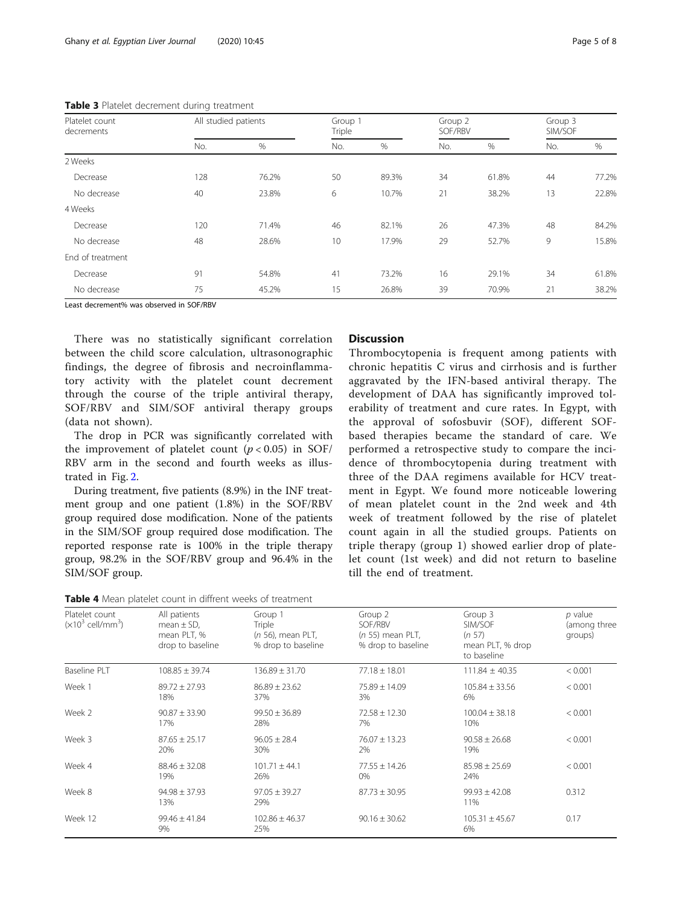**Table 3** Platelet decrement during treatment

| Platelet count decrements | All studied patients | | Group 1 Triple | | Group 2 SOF/RBV | | Group 3 SIM/SOF | |
|---|---|---|---|---|---|---|---|---|
| | No. | % | No. | % | No. | % | No. | % |
| 2 Weeks | | | | | | | | |
| Decrease | 128 | 76.2% | 50 | 89.3% | 34 | 61.8% | 44 | 77.2% |
| No decrease | 40 | 23.8% | 6 | 10.7% | 21 | 38.2% | 13 | 22.8% |
| 4 Weeks | | | | | | | | |
| Decrease | 120 | 71.4% | 46 | 82.1% | 26 | 47.3% | 48 | 84.2% |
| No decrease | 48 | 28.6% | 10 | 17.9% | 29 | 52.7% | 9 | 15.8% |
| End of treatment | | | | | | | | |
| Decrease | 91 | 54.8% | 41 | 73.2% | 16 | 29.1% | 34 | 61.8% |
| No decrease | 75 | 45.2% | 15 | 26.8% | 39 | 70.9% | 21 | 38.2% |

Least decrement% was observed in SOF/RBV

There was no statistically significant correlation between the child score calculation, ultrasonographic findings, the degree of fibrosis and necroinflammatory activity with the platelet count decrement through the course of the triple antiviral therapy, SOF/RBV and SIM/SOF antiviral therapy groups (data not shown).

The drop in PCR was significantly correlated with the improvement of platelet count ($p < 0.05$) in SOF/RBV arm in the second and fourth weeks as illustrated in Fig. 2.

During treatment, five patients (8.9%) in the INF treatment group and one patient (1.8%) in the SOF/RBV group required dose modification. None of the patients in the SIM/SOF group required dose modification. The reported response rate is 100% in the triple therapy group, 98.2% in the SOF/RBV group and 96.4% in the SIM/SOF group.

## Discussion

Thrombocytopenia is frequent among patients with chronic hepatitis C virus and cirrhosis and is further aggravated by the IFN-based antiviral therapy. The development of DAA has significantly improved tolerability of treatment and cure rates. In Egypt, with the approval of sofosbuvir (SOF), different SOF-based therapies became the standard of care. We performed a retrospective study to compare the incidence of thrombocytopenia during treatment with three of the DAA regimens available for HCV treatment in Egypt. We found more noticeable lowering of mean platelet count in the 2nd week and 4th week of treatment followed by the rise of platelet count again in all the studied groups. Patients on triple therapy (group 1) showed earlier drop of platelet count (1st week) and did not return to baseline till the end of treatment.

**Table 4** Mean platelet count in diffrent weeks of treatment

| Platelet count ($\times10^3$ cell/mm$^3$) | All patients mean ± SD, mean PLT, % drop to baseline | Group 1 Triple (*n* 56), mean PLT, % drop to baseline | Group 2 SOF/RBV (*n* 55) mean PLT, % drop to baseline | Group 3 SIM/SOF (*n* 57) mean PLT, % drop to baseline | *p* value (among three groups) |
|---|---|---|---|---|---|
| Baseline PLT | 108.85 ± 39.74 | 136.89 ± 31.70 | 77.18 ± 18.01 | 111.84 ± 40.35 | < 0.001 |
| Week 1 | 89.72 ± 27.93<br>18% | 86.89 ± 23.62<br>37% | 75.89 ± 14.09<br>3% | 105.84 ± 33.56<br>6% | < 0.001 |
| Week 2 | 90.87 ± 33.90<br>17% | 99.50 ± 36.89<br>28% | 72.58 ± 12.30<br>7% | 100.04 ± 38.18<br>10% | < 0.001 |
| Week 3 | 87.65 ± 25.17<br>20% | 96.05 ± 28.4<br>30% | 76.07 ± 13.23<br>2% | 90.58 ± 26.68<br>19% | < 0.001 |
| Week 4 | 88.46 ± 32.08<br>19% | 101.71 ± 44.1<br>26% | 77.55 ± 14.26<br>0% | 85.98 ± 25.69<br>24% | < 0.001 |
| Week 8 | 94.98 ± 37.93<br>13% | 97.05 ± 39.27<br>29% | 87.73 ± 30.95 | 99.93 ± 42.08<br>11% | 0.312 |
| Week 12 | 99.46 ± 41.84<br>9% | 102.86 ± 46.37<br>25% | 90.16 ± 30.62 | 105.31 ± 45.67<br>6% | 0.17 |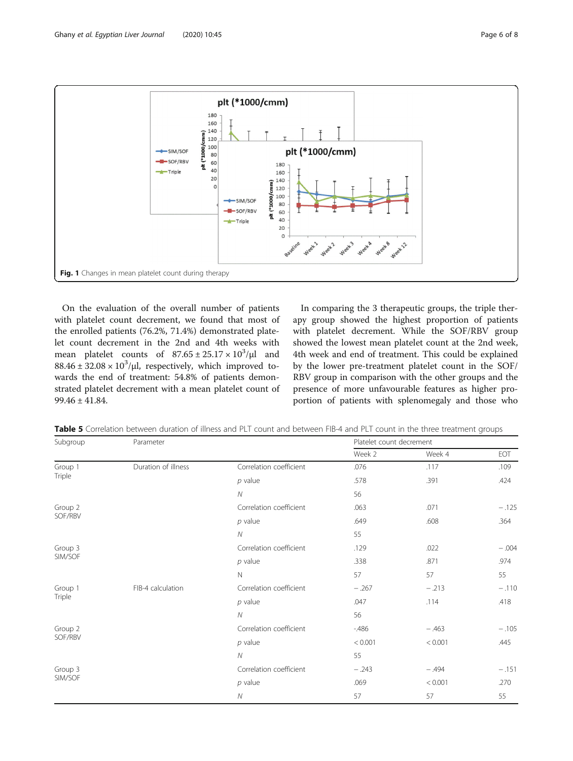Fig. 1 Changes in mean platelet count during therapy

On the evaluation of the overall number of patients with platelet count decrement, we found that most of the enrolled patients (76.2%, 71.4%) demonstrated platelet count decrement in the 2nd and 4th weeks with mean platelet counts of $87.65 \pm 25.17 \times 10^3/\mu l$ and $88.46 \pm 32.08 \times 10^3/\mu l$, respectively, which improved towards the end of treatment: 54.8% of patients demonstrated platelet decrement with a mean platelet count of $99.46 \pm 41.84$.

In comparing the 3 therapeutic groups, the triple therapy group showed the highest proportion of patients with platelet decrement. While the SOF/RBV group showed the lowest mean platelet count at the 2nd week, 4th week and end of treatment. This could be explained by the lower pre-treatment platelet count in the SOF/RBV group in comparison with the other groups and the presence of more unfavourable features as higher proportion of patients with splenomegaly and those who

**Table 5** Correlation between duration of illness and PLT count and between FIB-4 and PLT count in the three treatment groups

| Subgroup | Parameter | | Platelet count decrement | | |
|---|---|---|---|---|---|
| | | | Week 2 | Week 4 | EOT |
| Group 1 Triple | Duration of illness | Correlation coefficient | .076 | .117 | .109 |
| | | *p* value | .578 | .391 | .424 |
| | | *N* | 56 | | |
| Group 2 SOF/RBV | | Correlation coefficient | .063 | .071 | − .125 |
| | | *p* value | .649 | .608 | .364 |
| | | *N* | 55 | | |
| Group 3 SIM/SOF | | Correlation coefficient | .129 | .022 | − .004 |
| | | *p* value | .338 | .871 | .974 |
| | | N | 57 | 57 | 55 |
| Group 1 Triple | FIB-4 calculation | Correlation coefficient | − .267 | − .213 | − .110 |
| | | *p* value | .047 | .114 | .418 |
| | | *N* | 56 | | |
| Group 2 SOF/RBV | | Correlation coefficient | -.486 | − .463 | − .105 |
| | | *p* value | < 0.001 | < 0.001 | .445 |
| | | *N* | 55 | | |
| Group 3 SIM/SOF | | Correlation coefficient | − .243 | − .494 | − .151 |
| | | *p* value | .069 | < 0.001 | .270 |
| | | *N* | 57 | 57 | 55 |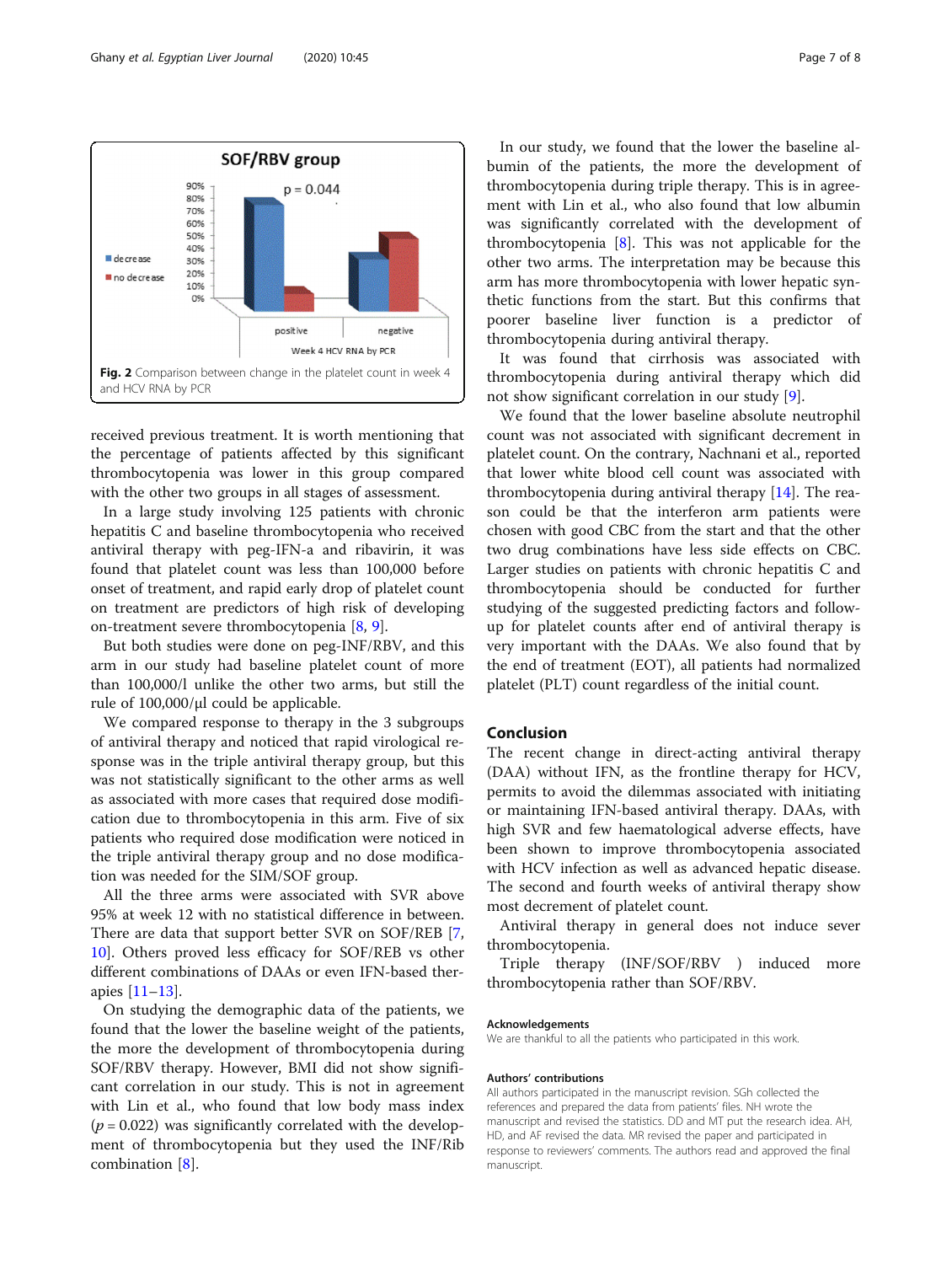**Fig. 2** Comparison between change in the platelet count in week 4 and HCV RNA by PCR

received previous treatment. It is worth mentioning that the percentage of patients affected by this significant thrombocytopenia was lower in this group compared with the other two groups in all stages of assessment.

In a large study involving 125 patients with chronic hepatitis C and baseline thrombocytopenia who received antiviral therapy with peg-IFN-a and ribavirin, it was found that platelet count was less than 100,000 before onset of treatment, and rapid early drop of platelet count on treatment are predictors of high risk of developing on-treatment severe thrombocytopenia [8, 9].

But both studies were done on peg-INF/RBV, and this arm in our study had baseline platelet count of more than 100,000/l unlike the other two arms, but still the rule of 100,000/μl could be applicable.

We compared response to therapy in the 3 subgroups of antiviral therapy and noticed that rapid virological response was in the triple antiviral therapy group, but this was not statistically significant to the other arms as well as associated with more cases that required dose modification due to thrombocytopenia in this arm. Five of six patients who required dose modification were noticed in the triple antiviral therapy group and no dose modification was needed for the SIM/SOF group.

All the three arms were associated with SVR above 95% at week 12 with no statistical difference in between. There are data that support better SVR on SOF/REB [7, 10]. Others proved less efficacy for SOF/REB vs other different combinations of DAAs or even IFN-based therapies [11–13].

On studying the demographic data of the patients, we found that the lower the baseline weight of the patients, the more the development of thrombocytopenia during SOF/RBV therapy. However, BMI did not show significant correlation in our study. This is not in agreement with Lin et al., who found that low body mass index ($p = 0.022$) was significantly correlated with the development of thrombocytopenia but they used the INF/Rib combination [8].

In our study, we found that the lower the baseline albumin of the patients, the more the development of thrombocytopenia during triple therapy. This is in agreement with Lin et al., who also found that low albumin was significantly correlated with the development of thrombocytopenia [8]. This was not applicable for the other two arms. The interpretation may be because this arm has more thrombocytopenia with lower hepatic synthetic functions from the start. But this confirms that poorer baseline liver function is a predictor of thrombocytopenia during antiviral therapy.

It was found that cirrhosis was associated with thrombocytopenia during antiviral therapy which did not show significant correlation in our study [9].

We found that the lower baseline absolute neutrophil count was not associated with significant decrement in platelet count. On the contrary, Nachnani et al., reported that lower white blood cell count was associated with thrombocytopenia during antiviral therapy [14]. The reason could be that the interferon arm patients were chosen with good CBC from the start and that the other two drug combinations have less side effects on CBC. Larger studies on patients with chronic hepatitis C and thrombocytopenia should be conducted for further studying of the suggested predicting factors and follow-up for platelet counts after end of antiviral therapy is very important with the DAAs. We also found that by the end of treatment (EOT), all patients had normalized platelet (PLT) count regardless of the initial count.

## Conclusion

The recent change in direct-acting antiviral therapy (DAA) without IFN, as the frontline therapy for HCV, permits to avoid the dilemmas associated with initiating or maintaining IFN-based antiviral therapy. DAAs, with high SVR and few haematological adverse effects, have been shown to improve thrombocytopenia associated with HCV infection as well as advanced hepatic disease. The second and fourth weeks of antiviral therapy show most decrement of platelet count.

Antiviral therapy in general does not induce sever thrombocytopenia.

Triple therapy (INF/SOF/RBV ) induced more thrombocytopenia rather than SOF/RBV.

### Acknowledgements

We are thankful to all the patients who participated in this work.

### Authors' contributions

All authors participated in the manuscript revision. SGh collected the references and prepared the data from patients' files. NH wrote the manuscript and revised the statistics. DD and MT put the research idea. AH, HD, and AF revised the data. MR revised the paper and participated in response to reviewers' comments. The authors read and approved the final manuscript.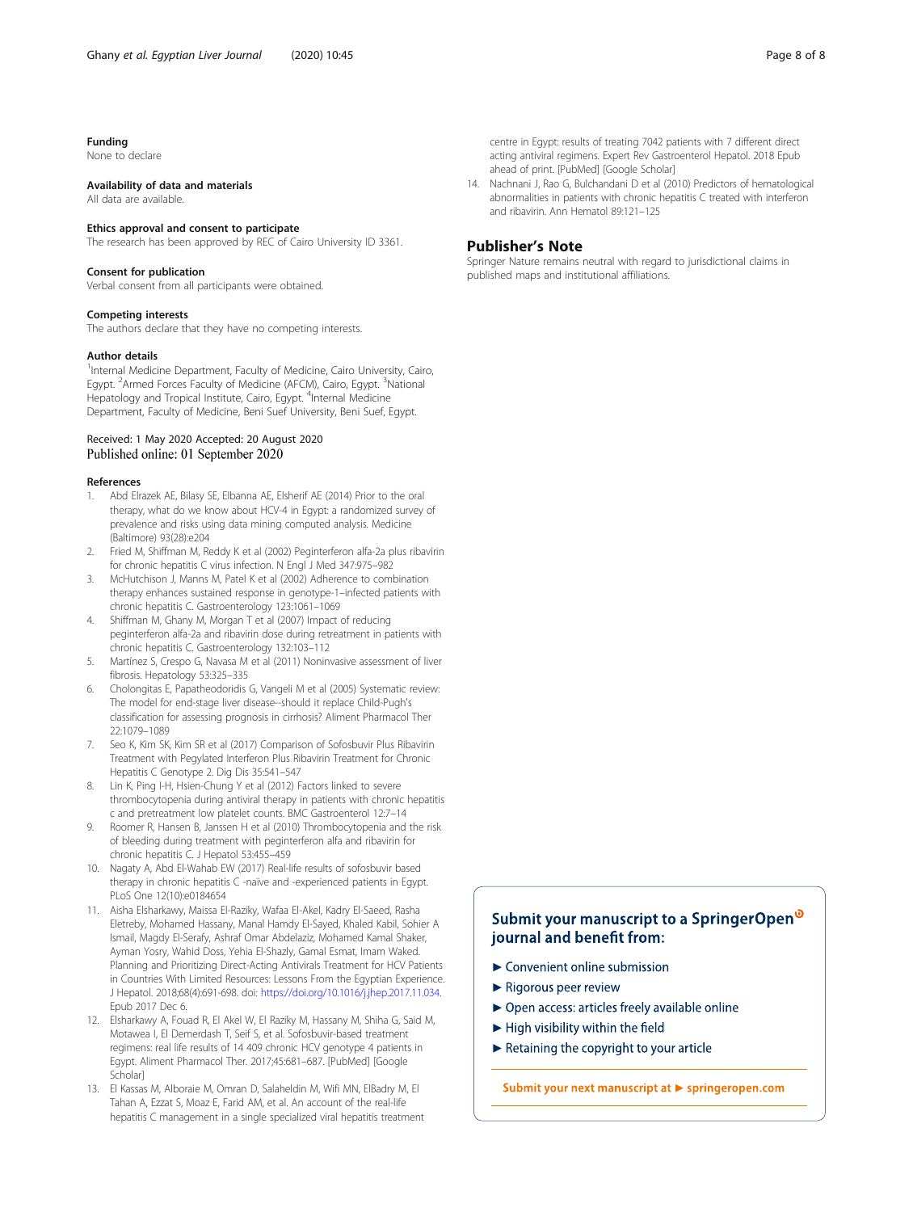#### Funding

None to declare

#### Availability of data and materials

All data are available.

#### Ethics approval and consent to participate

The research has been approved by REC of Cairo University ID 3361.

#### Consent for publication

Verbal consent from all participants were obtained.

#### Competing interests

The authors declare that they have no competing interests.

#### Author details

[1]Internal Medicine Department, Faculty of Medicine, Cairo University, Cairo, Egypt. [2]Armed Forces Faculty of Medicine (AFCM), Cairo, Egypt. [3]National Hepatology and Tropical Institute, Cairo, Egypt. [4]Internal Medicine Department, Faculty of Medicine, Beni Suef University, Beni Suef, Egypt.

Received: 1 May 2020 Accepted: 20 August 2020
Published online: 01 September 2020

#### References

1. Abd Elrazek AE, Bilasy SE, Elbanna AE, Elsherif AE (2014) Prior to the oral therapy, what do we know about HCV-4 in Egypt: a randomized survey of prevalence and risks using data mining computed analysis. Medicine (Baltimore) 93(28):e204
2. Fried M, Shiffman M, Reddy K et al (2002) Peginterferon alfa-2a plus ribavirin for chronic hepatitis C virus infection. N Engl J Med 347:975–982
3. McHutchison J, Manns M, Patel K et al (2002) Adherence to combination therapy enhances sustained response in genotype-1–infected patients with chronic hepatitis C. Gastroenterology 123:1061–1069
4. Shiffman M, Ghany M, Morgan T et al (2007) Impact of reducing peginterferon alfa-2a and ribavirin dose during retreatment in patients with chronic hepatitis C. Gastroenterology 132:103–112
5. Martínez S, Crespo G, Navasa M et al (2011) Noninvasive assessment of liver fibrosis. Hepatology 53:325–335
6. Cholongitas E, Papatheodoridis G, Vangeli M et al (2005) Systematic review: The model for end-stage liver disease--should it replace Child-Pugh's classification for assessing prognosis in cirrhosis? Aliment Pharmacol Ther 22:1079–1089
7. Seo K, Kim SK, Kim SR et al (2017) Comparison of Sofosbuvir Plus Ribavirin Treatment with Pegylated Interferon Plus Ribavirin Treatment for Chronic Hepatitis C Genotype 2. Dig Dis 35:541–547
8. Lin K, Ping I-H, Hsien-Chung Y et al (2012) Factors linked to severe thrombocytopenia during antiviral therapy in patients with chronic hepatitis c and pretreatment low platelet counts. BMC Gastroenterol 12:7–14
9. Roomer R, Hansen B, Janssen H et al (2010) Thrombocytopenia and the risk of bleeding during treatment with peginterferon alfa and ribavirin for chronic hepatitis C. J Hepatol 53:455–459
10. Nagaty A, Abd El-Wahab EW (2017) Real-life results of sofosbuvir based therapy in chronic hepatitis C -naïve and -experienced patients in Egypt. PLoS One 12(10):e0184654
11. Aisha Elsharkawy, Maissa El-Raziky, Wafaa El-Akel, Kadry El-Saeed, Rasha Eletreby, Mohamed Hassany, Manal Hamdy El-Sayed, Khaled Kabil, Sohier A Ismail, Magdy El-Serafy, Ashraf Omar Abdelaziz, Mohamed Kamal Shaker, Ayman Yosry, Wahid Doss, Yehia El-Shazly, Gamal Esmat, Imam Waked. Planning and Prioritizing Direct-Acting Antivirals Treatment for HCV Patients in Countries With Limited Resources: Lessons From the Egyptian Experience. J Hepatol. 2018;68(4):691-698. doi: https://doi.org/10.1016/j.jhep.2017.11.034. Epub 2017 Dec 6.
12. Elsharkawy A, Fouad R, El Akel W, El Raziky M, Hassany M, Shiha G, Said M, Motawea I, El Demerdash T, Seif S, et al. Sofosbuvir-based treatment regimens: real life results of 14 409 chronic HCV genotype 4 patients in Egypt. Aliment Pharmacol Ther. 2017;45:681–687. [PubMed] [Google Scholar]
13. El Kassas M, Alboraie M, Omran D, Salaheldin M, Wifi MN, ElBadry M, El Tahan A, Ezzat S, Moaz E, Farid AM, et al. An account of the real-life hepatitis C management in a single specialized viral hepatitis treatment centre in Egypt: results of treating 7042 patients with 7 different direct acting antiviral regimens. Expert Rev Gastroenterol Hepatol. 2018 Epub ahead of print. [PubMed] [Google Scholar]
14. Nachnani J, Rao G, Bulchandani D et al (2010) Predictors of hematological abnormalities in patients with chronic hepatitis C treated with interferon and ribavirin. Ann Hematol 89:121–125

## Publisher's Note

Springer Nature remains neutral with regard to jurisdictional claims in published maps and institutional affiliations.

**Submit your manuscript to a SpringerOpen journal and benefit from:**

- ► Convenient online submission
- ► Rigorous peer review
- ► Open access: articles freely available online
- ► High visibility within the field
- ► Retaining the copyright to your article

Submit your next manuscript at ► springeropen.com